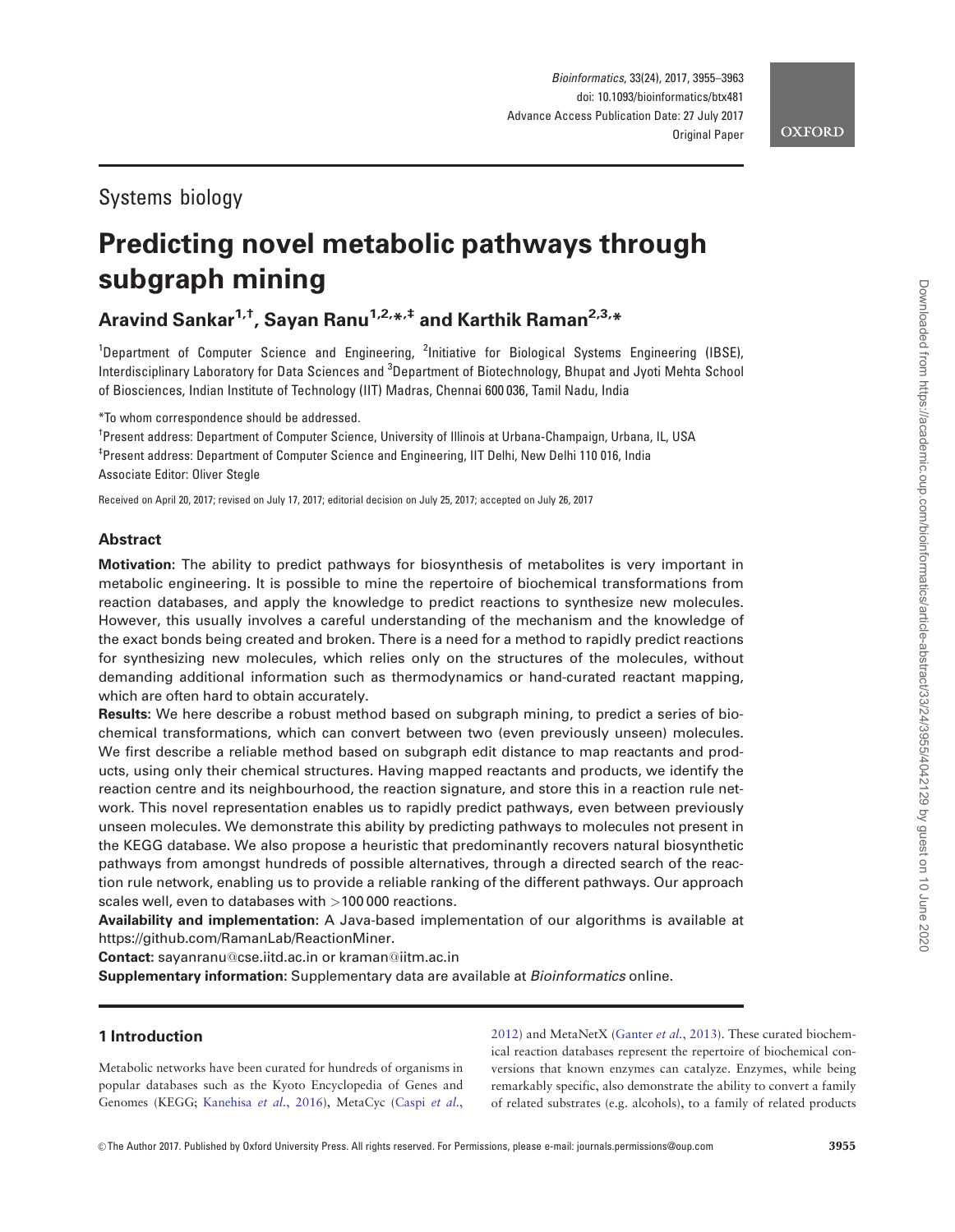Systems biology

# Predicting novel metabolic pathways through subgraph mining

**Aravind Sankar[1,†], Sayan Ranu[1,2,*,‡] and Karthik Raman[2,3,*]**

[1]Department of Computer Science and Engineering, [2]Initiative for Biological Systems Engineering (IBSE), Interdisciplinary Laboratory for Data Sciences and [3]Department of Biotechnology, Bhupat and Jyoti Mehta School of Biosciences, Indian Institute of Technology (IIT) Madras, Chennai 600 036, Tamil Nadu, India

*To whom correspondence should be addressed.

†Present address: Department of Computer Science, University of Illinois at Urbana-Champaign, Urbana, IL, USA

‡Present address: Department of Computer Science and Engineering, IIT Delhi, New Delhi 110 016, India

Associate Editor: Oliver Stegle

Received on April 20, 2017; revised on July 17, 2017; editorial decision on July 25, 2017; accepted on July 26, 2017

## Abstract

**Motivation:** The ability to predict pathways for biosynthesis of metabolites is very important in metabolic engineering. It is possible to mine the repertoire of biochemical transformations from reaction databases, and apply the knowledge to predict reactions to synthesize new molecules. However, this usually involves a careful understanding of the mechanism and the knowledge of the exact bonds being created and broken. There is a need for a method to rapidly predict reactions for synthesizing new molecules, which relies only on the structures of the molecules, without demanding additional information such as thermodynamics or hand-curated reactant mapping, which are often hard to obtain accurately.

**Results:** We here describe a robust method based on subgraph mining, to predict a series of biochemical transformations, which can convert between two (even previously unseen) molecules. We first describe a reliable method based on subgraph edit distance to map reactants and products, using only their chemical structures. Having mapped reactants and products, we identify the reaction centre and its neighbourhood, the reaction signature, and store this in a reaction rule network. This novel representation enables us to rapidly predict pathways, even between previously unseen molecules. We demonstrate this ability by predicting pathways to molecules not present in the KEGG database. We also propose a heuristic that predominantly recovers natural biosynthetic pathways from amongst hundreds of possible alternatives, through a directed search of the reaction rule network, enabling us to provide a reliable ranking of the different pathways. Our approach scales well, even to databases with >100 000 reactions.

**Availability and implementation:** A Java-based implementation of our algorithms is available at https://github.com/RamanLab/ReactionMiner.

**Contact:** sayanranu@cse.iitd.ac.in or kraman@iitm.ac.in

**Supplementary information:** Supplementary data are available at *Bioinformatics* online.

## 1 Introduction

Metabolic networks have been curated for hundreds of organisms in popular databases such as the Kyoto Encyclopedia of Genes and Genomes (KEGG; Kanehisa *et al.*, 2016), MetaCyc (Caspi *et al.*, 2012) and MetaNetX (Ganter *et al.*, 2013). These curated biochemical reaction databases represent the repertoire of biochemical conversions that known enzymes can catalyze. Enzymes, while being remarkably specific, also demonstrate the ability to convert a family of related substrates (e.g. alcohols), to a family of related products

© The Author 2017. Published by Oxford University Press. All rights reserved. For Permissions, please e-mail: journals.permissions@oup.com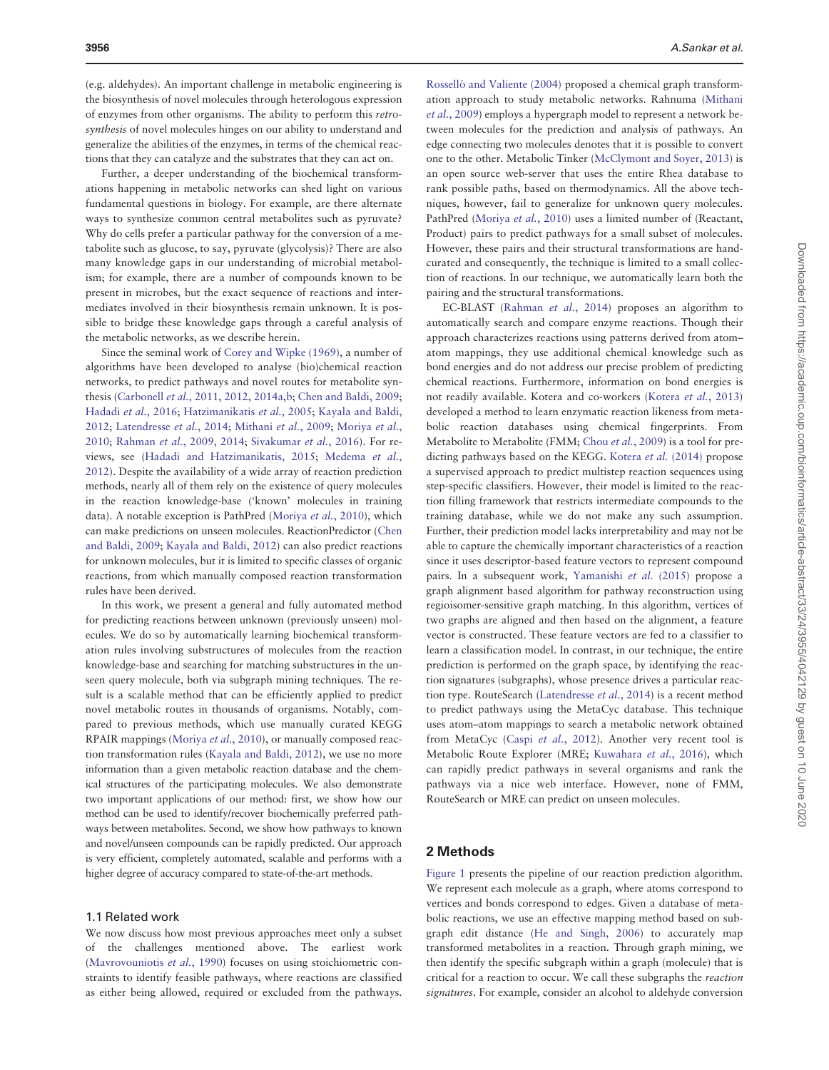(e.g. aldehydes). An important challenge in metabolic engineering is the biosynthesis of novel molecules through heterologous expression of enzymes from other organisms. The ability to perform this *retro-synthesis* of novel molecules hinges on our ability to understand and generalize the abilities of the enzymes, in terms of the chemical reactions that they can catalyze and the substrates that they can act on.

Further, a deeper understanding of the biochemical transformations happening in metabolic networks can shed light on various fundamental questions in biology. For example, are there alternate ways to synthesize common central metabolites such as pyruvate? Why do cells prefer a particular pathway for the conversion of a metabolite such as glucose, to say, pyruvate (glycolysis)? There are also many knowledge gaps in our understanding of microbial metabolism; for example, there are a number of compounds known to be present in microbes, but the exact sequence of reactions and intermediates involved in their biosynthesis remain unknown. It is possible to bridge these knowledge gaps through a careful analysis of the metabolic networks, as we describe herein.

Since the seminal work of Corey and Wipke (1969), a number of algorithms have been developed to analyse (bio)chemical reaction networks, to predict pathways and novel routes for metabolite synthesis (Carbonell *et al.*, 2011, 2012, 2014a,b; Chen and Baldi, 2009; Hadadi *et al.*, 2016; Hatzimanikatis *et al.*, 2005; Kayala and Baldi, 2012; Latendresse *et al.*, 2014; Mithani *et al.*, 2009; Moriya *et al.*, 2010; Rahman *et al.*, 2009, 2014; Sivakumar *et al.*, 2016). For reviews, see (Hadadi and Hatzimanikatis, 2015; Medema *et al.*, 2012). Despite the availability of a wide array of reaction prediction methods, nearly all of them rely on the existence of query molecules in the reaction knowledge-base ('known' molecules in training data). A notable exception is PathPred (Moriya *et al.*, 2010), which can make predictions on unseen molecules. ReactionPredictor (Chen and Baldi, 2009; Kayala and Baldi, 2012) can also predict reactions for unknown molecules, but it is limited to specific classes of organic reactions, from which manually composed reaction transformation rules have been derived.

In this work, we present a general and fully automated method for predicting reactions between unknown (previously unseen) molecules. We do so by automatically learning biochemical transformation rules involving substructures of molecules from the reaction knowledge-base and searching for matching substructures in the unseen query molecule, both via subgraph mining techniques. The result is a scalable method that can be efficiently applied to predict novel metabolic routes in thousands of organisms. Notably, compared to previous methods, which use manually curated KEGG RPAIR mappings (Moriya *et al.*, 2010), or manually composed reaction transformation rules (Kayala and Baldi, 2012), we use no more information than a given metabolic reaction database and the chemical structures of the participating molecules. We also demonstrate two important applications of our method: first, we show how our method can be used to identify/recover biochemically preferred pathways between metabolites. Second, we show how pathways to known and novel/unseen compounds can be rapidly predicted. Our approach is very efficient, completely automated, scalable and performs with a higher degree of accuracy compared to state-of-the-art methods.

### 1.1 Related work

We now discuss how most previous approaches meet only a subset of the challenges mentioned above. The earliest work (Mavrovouniotis *et al.*, 1990) focuses on using stoichiometric constraints to identify feasible pathways, where reactions are classified as either being allowed, required or excluded from the pathways. Rosselló and Valiente (2004) proposed a chemical graph transformation approach to study metabolic networks. Rahnuma (Mithani *et al.*, 2009) employs a hypergraph model to represent a network between molecules for the prediction and analysis of pathways. An edge connecting two molecules denotes that it is possible to convert one to the other. Metabolic Tinker (McClymont and Soyer, 2013) is an open source web-server that uses the entire Rhea database to rank possible paths, based on thermodynamics. All the above techniques, however, fail to generalize for unknown query molecules. PathPred (Moriya *et al.*, 2010) uses a limited number of (Reactant, Product) pairs to predict pathways for a small subset of molecules. However, these pairs and their structural transformations are hand-curated and consequently, the technique is limited to a small collection of reactions. In our technique, we automatically learn both the pairing and the structural transformations.

EC-BLAST (Rahman *et al.*, 2014) proposes an algorithm to automatically search and compare enzyme reactions. Though their approach characterizes reactions using patterns derived from atom–atom mappings, they use additional chemical knowledge such as bond energies and do not address our precise problem of predicting chemical reactions. Furthermore, information on bond energies is not readily available. Kotera and co-workers (Kotera *et al.*, 2013) developed a method to learn enzymatic reaction likeness from metabolic reaction databases using chemical fingerprints. From Metabolite to Metabolite (FMM; Chou *et al.*, 2009) is a tool for predicting pathways based on the KEGG. Kotera *et al.* (2014) propose a supervised approach to predict multistep reaction sequences using step-specific classifiers. However, their model is limited to the reaction filling framework that restricts intermediate compounds to the training database, while we do not make any such assumption. Further, their prediction model lacks interpretability and may not be able to capture the chemically important characteristics of a reaction since it uses descriptor-based feature vectors to represent compound pairs. In a subsequent work, Yamanishi *et al.* (2015) propose a graph alignment based algorithm for pathway reconstruction using regioisomer-sensitive graph matching. In this algorithm, vertices of two graphs are aligned and then based on the alignment, a feature vector is constructed. These feature vectors are fed to a classifier to learn a classification model. In contrast, in our technique, the entire prediction is performed on the graph space, by identifying the reaction signatures (subgraphs), whose presence drives a particular reaction type. RouteSearch (Latendresse *et al.*, 2014) is a recent method to predict pathways using the MetaCyc database. This technique uses atom–atom mappings to search a metabolic network obtained from MetaCyc (Caspi *et al.*, 2012). Another very recent tool is Metabolic Route Explorer (MRE; Kuwahara *et al.*, 2016), which can rapidly predict pathways in several organisms and rank the pathways via a nice web interface. However, none of FMM, RouteSearch or MRE can predict on unseen molecules.

## 2 Methods

Figure 1 presents the pipeline of our reaction prediction algorithm. We represent each molecule as a graph, where atoms correspond to vertices and bonds correspond to edges. Given a database of metabolic reactions, we use an effective mapping method based on subgraph edit distance (He and Singh, 2006) to accurately map transformed metabolites in a reaction. Through graph mining, we then identify the specific subgraph within a graph (molecule) that is critical for a reaction to occur. We call these subgraphs the *reaction signatures*. For example, consider an alcohol to aldehyde conversion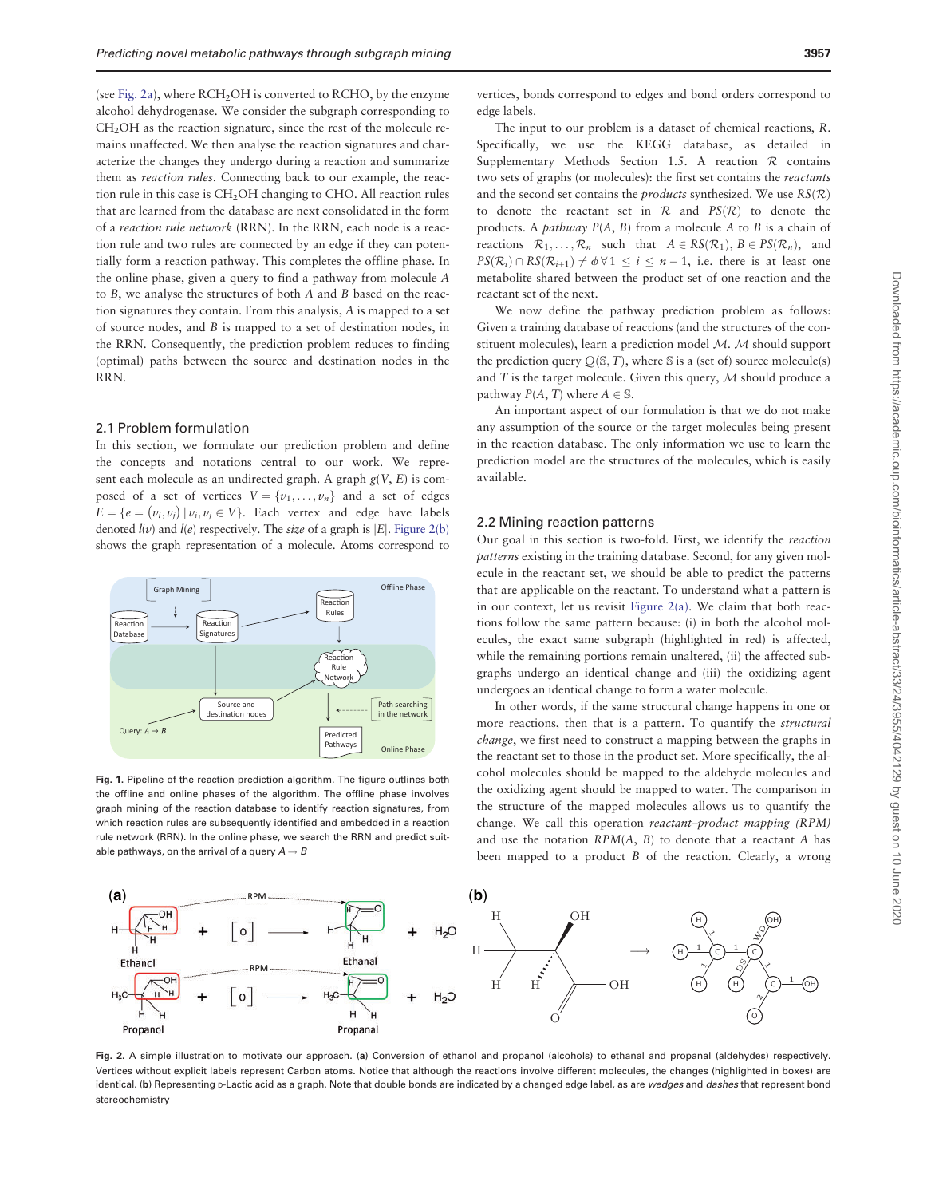(see Fig. 2a), where $RCH_2OH$ is converted to RCHO, by the enzyme alcohol dehydrogenase. We consider the subgraph corresponding to $CH_2OH$ as the reaction signature, since the rest of the molecule remains unaffected. We then analyse the reaction signatures and characterize the changes they undergo during a reaction and summarize them as *reaction rules*. Connecting back to our example, the reaction rule in this case is $CH_2OH$ changing to CHO. All reaction rules that are learned from the database are next consolidated in the form of a *reaction rule network* (RRN). In the RRN, each node is a reaction rule and two rules are connected by an edge if they can potentially form a reaction pathway. This completes the offline phase. In the online phase, given a query to find a pathway from molecule *A* to *B*, we analyse the structures of both *A* and *B* based on the reaction signatures they contain. From this analysis, *A* is mapped to a set of source nodes, and *B* is mapped to a set of destination nodes, in the RRN. Consequently, the prediction problem reduces to finding (optimal) paths between the source and destination nodes in the RRN.

## 2.1 Problem formulation

In this section, we formulate our prediction problem and define the concepts and notations central to our work. We represent each molecule as an undirected graph. A graph $g(V, E)$ is composed of a set of vertices $V = \{v_1, \ldots, v_n\}$ and a set of edges $E = \{e = (v_i, v_j) \mid v_i, v_j \in V\}$. Each vertex and edge have labels denoted $l(v)$ and $l(e)$ respectively. The *size* of a graph is $|E|$. Figure 2(b) shows the graph representation of a molecule. Atoms correspond to vertices, bonds correspond to edges and bond orders correspond to edge labels.

The input to our problem is a dataset of chemical reactions, *R*. Specifically, we use the KEGG database, as detailed in Supplementary Methods Section 1.5. A reaction $\mathcal{R}$ contains two sets of graphs (or molecules): the first set contains the *reactants* and the second set contains the *products* synthesized. We use $RS(\mathcal{R})$ to denote the reactant set in $\mathcal{R}$ and $PS(\mathcal{R})$ to denote the products. A *pathway* $P(A, B)$ from a molecule *A* to *B* is a chain of reactions $\mathcal{R}_1, \ldots, \mathcal{R}_n$ such that $A \in RS(\mathcal{R}_1)$, $B \in PS(\mathcal{R}_n)$, and $PS(\mathcal{R}_i) \cap RS(\mathcal{R}_{i+1}) \neq \phi \; \forall \, 1 \leq i \leq n-1$, i.e. there is at least one metabolite shared between the product set of one reaction and the reactant set of the next.

We now define the pathway prediction problem as follows: Given a training database of reactions (and the structures of the constituent molecules), learn a prediction model $\mathcal{M}$. $\mathcal{M}$ should support the prediction query $Q(\mathbb{S}, T)$, where $\mathbb{S}$ is a (set of) source molecule(s) and *T* is the target molecule. Given this query, $\mathcal{M}$ should produce a pathway $P(A, T)$ where $A \in \mathbb{S}$.

An important aspect of our formulation is that we do not make any assumption of the source or the target molecules being present in the reaction database. The only information we use to learn the prediction model are the structures of the molecules, which is easily available.

Fig. 1. Pipeline of the reaction prediction algorithm. The figure outlines both the offline and online phases of the algorithm. The offline phase involves graph mining of the reaction database to identify reaction signatures, from which reaction rules are subsequently identified and embedded in a reaction rule network (RRN). In the online phase, we search the RRN and predict suitable pathways, on the arrival of a query $A \rightarrow B$

## 2.2 Mining reaction patterns

Our goal in this section is two-fold. First, we identify the *reaction patterns* existing in the training database. Second, for any given molecule in the reactant set, we should be able to predict the patterns that are applicable on the reactant. To understand what a pattern is in our context, let us revisit Figure 2(a). We claim that both reactions follow the same pattern because: (i) in both the alcohol molecules, the exact same subgraph (highlighted in red) is affected, while the remaining portions remain unaltered, (ii) the affected subgraphs undergo an identical change and (iii) the oxidizing agent undergoes an identical change to form a water molecule.

In other words, if the same structural change happens in one or more reactions, then that is a pattern. To quantify the *structural change*, we first need to construct a mapping between the graphs in the reactant set to those in the product set. More specifically, the alcohol molecules should be mapped to the aldehyde molecules and the oxidizing agent should be mapped to water. The comparison in the structure of the mapped molecules allows us to quantify the change. We call this operation *reactant–product mapping (RPM)* and use the notation $RPM(A, B)$ to denote that a reactant *A* has been mapped to a product *B* of the reaction. Clearly, a wrong

Fig. 2. A simple illustration to motivate our approach. (**a**) Conversion of ethanol and propanol (alcohols) to ethanal and propanal (aldehydes) respectively. Vertices without explicit labels represent Carbon atoms. Notice that although the reactions involve different molecules, the changes (highlighted in boxes) are identical. (**b**) Representing D-Lactic acid as a graph. Note that double bonds are indicated by a changed edge label, as are *wedges* and *dashes* that represent bond stereochemistry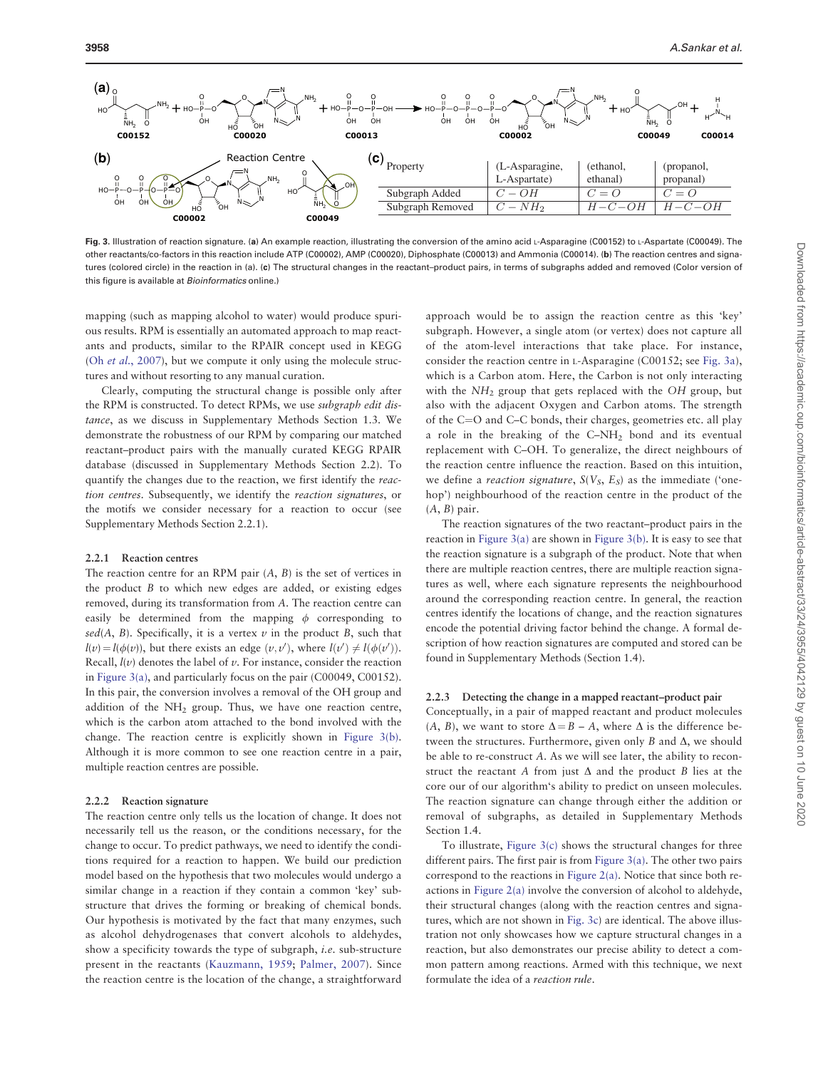| Property | (L-Asparagine, L-Aspartate) | (ethanol, ethanal) | (propanol, propanal) |
|---|---|---|---|
| Subgraph Added | $C-OH$ | $C=O$ | $C=O$ |
| Subgraph Removed | $C-NH_2$ | $H-C-OH$ | $H-C-OH$ |

**Fig. 3.** Illustration of reaction signature. (**a**) An example reaction, illustrating the conversion of the amino acid L-Asparagine (C00152) to L-Aspartate (C00049). The other reactants/co-factors in this reaction include ATP (C00002), AMP (C00020), Diphosphate (C00013) and Ammonia (C00014). (**b**) The reaction centres and signatures (colored circle) in the reaction in (a). (**c**) The structural changes in the reactant–product pairs, in terms of subgraphs added and removed (Color version of this figure is available at *Bioinformatics* online.)

mapping (such as mapping alcohol to water) would produce spurious results. RPM is essentially an automated approach to map reactants and products, similar to the RPAIR concept used in KEGG (Oh *et al.*, 2007), but we compute it only using the molecule structures and without resorting to any manual curation.

Clearly, computing the structural change is possible only after the RPM is constructed. To detect RPMs, we use *subgraph edit distance*, as we discuss in Supplementary Methods Section 1.3. We demonstrate the robustness of our RPM by comparing our matched reactant–product pairs with the manually curated KEGG RPAIR database (discussed in Supplementary Methods Section 2.2). To quantify the changes due to the reaction, we first identify the *reaction centres*. Subsequently, we identify the *reaction signatures*, or the motifs we consider necessary for a reaction to occur (see Supplementary Methods Section 2.2.1).

### 2.2.1 Reaction centres

The reaction centre for an RPM pair $(A, B)$ is the set of vertices in the product $B$ to which new edges are added, or existing edges removed, during its transformation from $A$. The reaction centre can easily be determined from the mapping $\phi$ corresponding to $sed(A, B)$. Specifically, it is a vertex $v$ in the product $B$, such that $l(v) = l(\phi(v))$, but there exists an edge $(v, v')$, where $l(v') \neq l(\phi(v'))$. Recall, $l(v)$ denotes the label of $v$. For instance, consider the reaction in Figure 3(a), and particularly focus on the pair (C00049, C00152). In this pair, the conversion involves a removal of the OH group and addition of the $NH_2$ group. Thus, we have one reaction centre, which is the carbon atom attached to the bond involved with the change. The reaction centre is explicitly shown in Figure 3(b). Although it is more common to see one reaction centre in a pair, multiple reaction centres are possible.

### 2.2.2 Reaction signature

The reaction centre only tells us the location of change. It does not necessarily tell us the reason, or the conditions necessary, for the change to occur. To predict pathways, we need to identify the conditions required for a reaction to happen. We build our prediction model based on the hypothesis that two molecules would undergo a similar change in a reaction if they contain a common 'key' substructure that drives the forming or breaking of chemical bonds. Our hypothesis is motivated by the fact that many enzymes, such as alcohol dehydrogenases that convert alcohols to aldehydes, show a specificity towards the type of subgraph, *i.e.* sub-structure present in the reactants (Kauzmann, 1959; Palmer, 2007). Since the reaction centre is the location of the change, a straightforward approach would be to assign the reaction centre as this 'key' subgraph. However, a single atom (or vertex) does not capture all of the atom-level interactions that take place. For instance, consider the reaction centre in L-Asparagine (C00152; see Fig. 3a), which is a Carbon atom. Here, the Carbon is not only interacting with the $NH_2$ group that gets replaced with the $OH$ group, but also with the adjacent Oxygen and Carbon atoms. The strength of the C=O and C–C bonds, their charges, geometries etc. all play a role in the breaking of the C–$NH_2$ bond and its eventual replacement with C–OH. To generalize, the direct neighbours of the reaction centre influence the reaction. Based on this intuition, we define a *reaction signature*, $S(V_S, E_S)$ as the immediate ('one-hop') neighbourhood of the reaction centre in the product of the $(A, B)$ pair.

The reaction signatures of the two reactant–product pairs in the reaction in Figure 3(a) are shown in Figure 3(b). It is easy to see that the reaction signature is a subgraph of the product. Note that when there are multiple reaction centres, there are multiple reaction signatures as well, where each signature represents the neighbourhood around the corresponding reaction centre. In general, the reaction centres identify the locations of change, and the reaction signatures encode the potential driving factor behind the change. A formal description of how reaction signatures are computed and stored can be found in Supplementary Methods (Section 1.4).

### 2.2.3 Detecting the change in a mapped reactant–product pair

Conceptually, in a pair of mapped reactant and product molecules $(A, B)$, we want to store $\Delta = B - A$, where $\Delta$ is the difference between the structures. Furthermore, given only $B$ and $\Delta$, we should be able to re-construct $A$. As we will see later, the ability to reconstruct the reactant $A$ from just $\Delta$ and the product $B$ lies at the core our of our algorithm's ability to predict on unseen molecules. The reaction signature can change through either the addition or removal of subgraphs, as detailed in Supplementary Methods Section 1.4.

To illustrate, Figure 3(c) shows the structural changes for three different pairs. The first pair is from Figure 3(a). The other two pairs correspond to the reactions in Figure 2(a). Notice that since both reactions in Figure 2(a) involve the conversion of alcohol to aldehyde, their structural changes (along with the reaction centres and signatures, which are not shown in Fig. 3c) are identical. The above illustration not only showcases how we capture structural changes in a reaction, but also demonstrates our precise ability to detect a common pattern among reactions. Armed with this technique, we next formulate the idea of a *reaction rule*.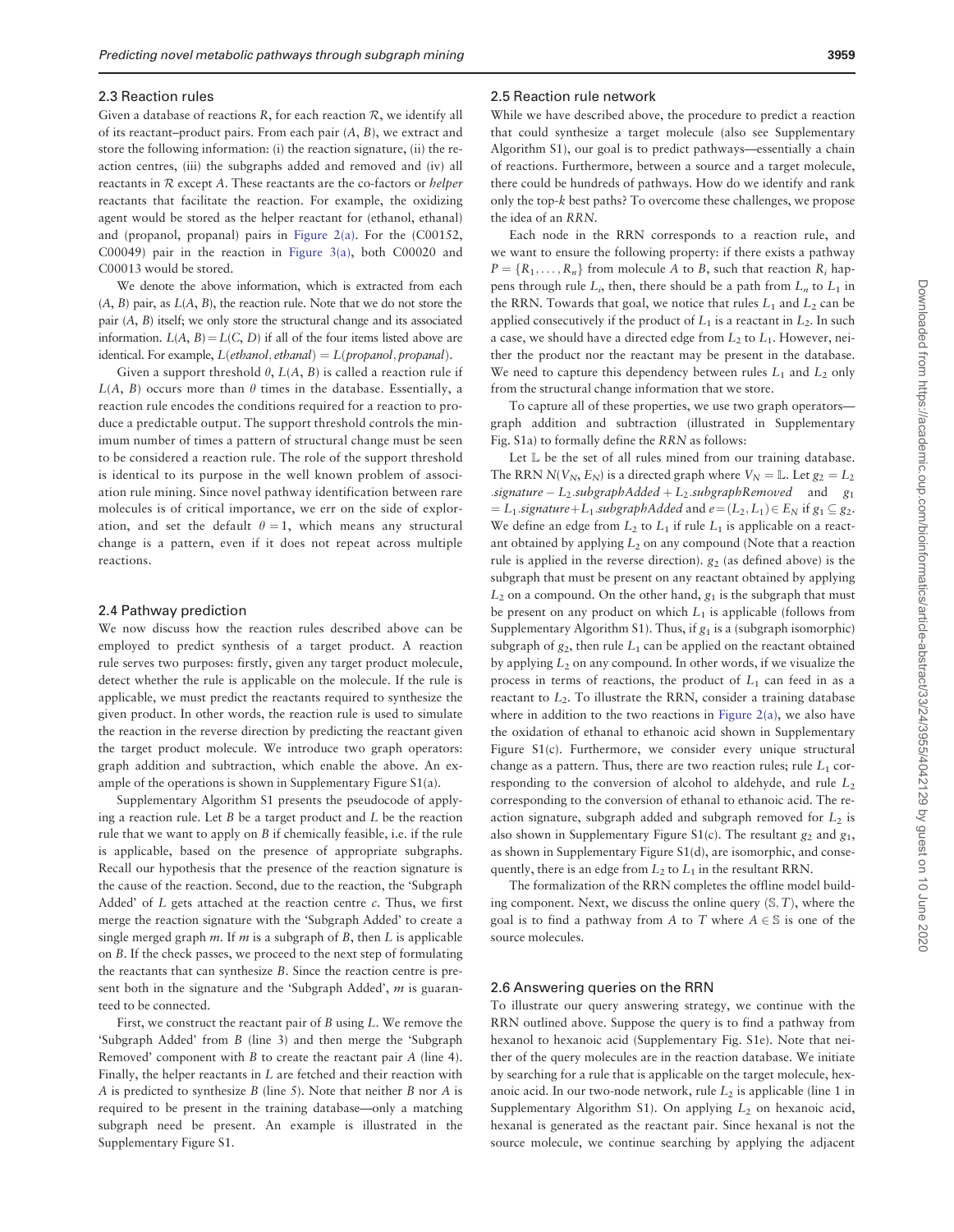### 2.3 Reaction rules

Given a database of reactions $R$, for each reaction $\mathcal{R}$, we identify all of its reactant–product pairs. From each pair $(A, B)$, we extract and store the following information: (i) the reaction signature, (ii) the reaction centres, (iii) the subgraphs added and removed and (iv) all reactants in $\mathcal{R}$ except $A$. These reactants are the co-factors or *helper* reactants that facilitate the reaction. For example, the oxidizing agent would be stored as the helper reactant for (ethanol, ethanal) and (propanol, propanal) pairs in Figure 2(a). For the (C00152, C00049) pair in the reaction in Figure 3(a), both C00020 and C00013 would be stored.

We denote the above information, which is extracted from each $(A, B)$ pair, as $L(A, B)$, the reaction rule. Note that we do not store the pair $(A, B)$ itself; we only store the structural change and its associated information. $L(A, B) = L(C, D)$ if all of the four items listed above are identical. For example, $L(ethanol, ethanal) = L(propanol, propanal)$.

Given a support threshold $\theta$, $L(A, B)$ is called a reaction rule if $L(A, B)$ occurs more than $\theta$ times in the database. Essentially, a reaction rule encodes the conditions required for a reaction to produce a predictable output. The support threshold controls the minimum number of times a pattern of structural change must be seen to be considered a reaction rule. The role of the support threshold is identical to its purpose in the well known problem of association rule mining. Since novel pathway identification between rare molecules is of critical importance, we err on the side of exploration, and set the default $\theta = 1$, which means any structural change is a pattern, even if it does not repeat across multiple reactions.

### 2.4 Pathway prediction

We now discuss how the reaction rules described above can be employed to predict synthesis of a target product. A reaction rule serves two purposes: firstly, given any target product molecule, detect whether the rule is applicable on the molecule. If the rule is applicable, we must predict the reactants required to synthesize the given product. In other words, the reaction rule is used to simulate the reaction in the reverse direction by predicting the reactant given the target product molecule. We introduce two graph operators: graph addition and subtraction, which enable the above. An example of the operations is shown in Supplementary Figure S1(a).

Supplementary Algorithm S1 presents the pseudocode of applying a reaction rule. Let $B$ be a target product and $L$ be the reaction rule that we want to apply on $B$ if chemically feasible, i.e. if the rule is applicable, based on the presence of appropriate subgraphs. Recall our hypothesis that the presence of the reaction signature is the cause of the reaction. Second, due to the reaction, the 'Subgraph Added' of $L$ gets attached at the reaction centre $c$. Thus, we first merge the reaction signature with the 'Subgraph Added' to create a single merged graph $m$. If $m$ is a subgraph of $B$, then $L$ is applicable on $B$. If the check passes, we proceed to the next step of formulating the reactants that can synthesize $B$. Since the reaction centre is present both in the signature and the 'Subgraph Added', $m$ is guaranteed to be connected.

First, we construct the reactant pair of $B$ using $L$. We remove the 'Subgraph Added' from $B$ (line 3) and then merge the 'Subgraph Removed' component with $B$ to create the reactant pair $A$ (line 4). Finally, the helper reactants in $L$ are fetched and their reaction with $A$ is predicted to synthesize $B$ (line 5). Note that neither $B$ nor $A$ is required to be present in the training database—only a matching subgraph need be present. An example is illustrated in the Supplementary Figure S1.

### 2.5 Reaction rule network

While we have described above, the procedure to predict a reaction that could synthesize a target molecule (also see Supplementary Algorithm S1), our goal is to predict pathways—essentially a chain of reactions. Furthermore, between a source and a target molecule, there could be hundreds of pathways. How do we identify and rank only the top-$k$ best paths? To overcome these challenges, we propose the idea of an *RRN*.

Each node in the RRN corresponds to a reaction rule, and we want to ensure the following property: if there exists a pathway $P = \{R_1, \ldots, R_n\}$ from molecule $A$ to $B$, such that reaction $R_i$ happens through rule $L_i$, then, there should be a path from $L_n$ to $L_1$ in the RRN. Towards that goal, we notice that rules $L_1$ and $L_2$ can be applied consecutively if the product of $L_1$ is a reactant in $L_2$. In such a case, we should have a directed edge from $L_2$ to $L_1$. However, neither the product nor the reactant may be present in the database. We need to capture this dependency between rules $L_1$ and $L_2$ only from the structural change information that we store.

To capture all of these properties, we use two graph operators—graph addition and subtraction (illustrated in Supplementary Fig. S1a) to formally define the *RRN* as follows:

Let $\mathbb{L}$ be the set of all rules mined from our training database. The RRN $N(V_N, E_N)$ is a directed graph where $V_N = \mathbb{L}$. Let $g_2 = L_2.signature - L_2.subgraphAdded + L_2.subgraphRemoved$ and $g_1 = L_1.signature + L_1.subgraphAdded$ and $e = (L_2, L_1) \in E_N$ if $g_1 \subseteq g_2$. We define an edge from $L_2$ to $L_1$ if rule $L_1$ is applicable on a reactant obtained by applying $L_2$ on any compound (Note that a reaction rule is applied in the reverse direction). $g_2$ (as defined above) is the subgraph that must be present on any reactant obtained by applying $L_2$ on a compound. On the other hand, $g_1$ is the subgraph that must be present on any product on which $L_1$ is applicable (follows from Supplementary Algorithm S1). Thus, if $g_1$ is a (subgraph isomorphic) subgraph of $g_2$, then rule $L_1$ can be applied on the reactant obtained by applying $L_2$ on any compound. In other words, if we visualize the process in terms of reactions, the product of $L_1$ can feed in as a reactant to $L_2$. To illustrate the RRN, consider a training database where in addition to the two reactions in Figure 2(a), we also have the oxidation of ethanal to ethanoic acid shown in Supplementary Figure S1(c). Furthermore, we consider every unique structural change as a pattern. Thus, there are two reaction rules; rule $L_1$ corresponding to the conversion of alcohol to aldehyde, and rule $L_2$ corresponding to the conversion of ethanal to ethanoic acid. The reaction signature, subgraph added and subgraph removed for $L_2$ is also shown in Supplementary Figure S1(c). The resultant $g_2$ and $g_1$, as shown in Supplementary Figure S1(d), are isomorphic, and consequently, there is an edge from $L_2$ to $L_1$ in the resultant RRN.

The formalization of the RRN completes the offline model building component. Next, we discuss the online query $(\mathbb{S}, T)$, where the goal is to find a pathway from $A$ to $T$ where $A \in \mathbb{S}$ is one of the source molecules.

### 2.6 Answering queries on the RRN

To illustrate our query answering strategy, we continue with the RRN outlined above. Suppose the query is to find a pathway from hexanol to hexanoic acid (Supplementary Fig. S1e). Note that neither of the query molecules are in the reaction database. We initiate by searching for a rule that is applicable on the target molecule, hexanoic acid. In our two-node network, rule $L_2$ is applicable (line 1 in Supplementary Algorithm S1). On applying $L_2$ on hexanoic acid, hexanal is generated as the reactant pair. Since hexanal is not the source molecule, we continue searching by applying the adjacent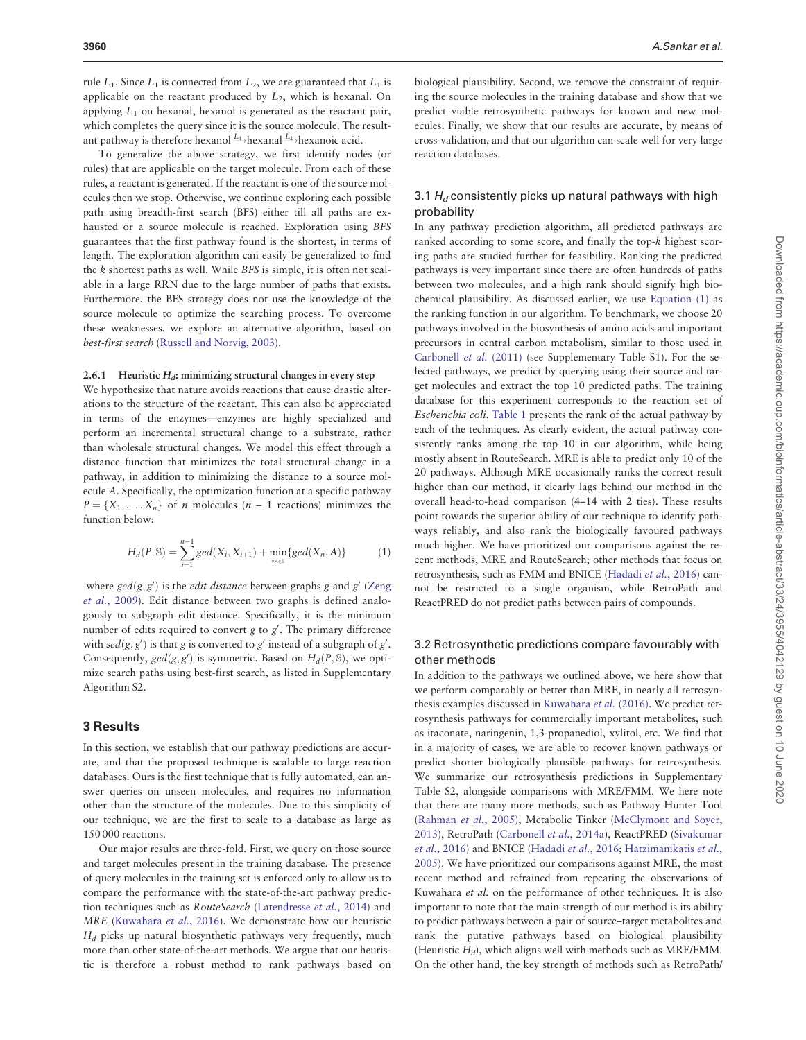rule $L_1$. Since $L_1$ is connected from $L_2$, we are guaranteed that $L_1$ is applicable on the reactant produced by $L_2$, which is hexanal. On applying $L_1$ on hexanal, hexanol is generated as the reactant pair, which completes the query since it is the source molecule. The resultant pathway is therefore hexanol$\xrightarrow{L_1}$hexanal$\xrightarrow{L_2}$hexanoic acid.

To generalize the above strategy, we first identify nodes (or rules) that are applicable on the target molecule. From each of these rules, a reactant is generated. If the reactant is one of the source molecules then we stop. Otherwise, we continue exploring each possible path using breadth-first search (BFS) either till all paths are exhausted or a source molecule is reached. Exploration using *BFS* guarantees that the first pathway found is the shortest, in terms of length. The exploration algorithm can easily be generalized to find the *k* shortest paths as well. While *BFS* is simple, it is often not scalable in a large RRN due to the large number of paths that exists. Furthermore, the BFS strategy does not use the knowledge of the source molecule to optimize the searching process. To overcome these weaknesses, we explore an alternative algorithm, based on *best-first search* (Russell and Norvig, 2003).

#### 2.6.1 Heuristic $H_d$: minimizing structural changes in every step

We hypothesize that nature avoids reactions that cause drastic alterations to the structure of the reactant. This can also be appreciated in terms of the enzymes—enzymes are highly specialized and perform an incremental structural change to a substrate, rather than wholesale structural changes. We model this effect through a distance function that minimizes the total structural change in a pathway, in addition to minimizing the distance to a source molecule $A$. Specifically, the optimization function at a specific pathway $P = \{X_1, \ldots, X_n\}$ of $n$ molecules ($n - 1$ reactions) minimizes the function below:

$$H_d(P, \mathbb{S}) = \sum_{i=1}^{n-1} ged(X_i, X_{i+1}) + \min_{\forall A \in \mathbb{S}}\{ged(X_n, A)\} \tag{1}$$

where $ged(g, g')$ is the *edit distance* between graphs $g$ and $g'$ (Zeng *et al.*, 2009). Edit distance between two graphs is defined analogously to subgraph edit distance. Specifically, it is the minimum number of edits required to convert $g$ to $g'$. The primary difference with $sed(g, g')$ is that $g$ is converted to $g'$ instead of a subgraph of $g'$. Consequently, $ged(g, g')$ is symmetric. Based on $H_d(P, \mathbb{S})$, we optimize search paths using best-first search, as listed in Supplementary Algorithm S2.

## 3 Results

In this section, we establish that our pathway predictions are accurate, and that the proposed technique is scalable to large reaction databases. Ours is the first technique that is fully automated, can answer queries on unseen molecules, and requires no information other than the structure of the molecules. Due to this simplicity of our technique, we are the first to scale to a database as large as 150 000 reactions.

Our major results are three-fold. First, we query on those source and target molecules present in the training database. The presence of query molecules in the training set is enforced only to allow us to compare the performance with the state-of-the-art pathway prediction techniques such as *RouteSearch* (Latendresse *et al.*, 2014) and *MRE* (Kuwahara *et al.*, 2016). We demonstrate how our heuristic $H_d$ picks up natural biosynthetic pathways very frequently, much more than other state-of-the-art methods. We argue that our heuristic is therefore a robust method to rank pathways based on biological plausibility. Second, we remove the constraint of requiring the source molecules in the training database and show that we predict viable retrosynthetic pathways for known and new molecules. Finally, we show that our results are accurate, by means of cross-validation, and that our algorithm can scale well for very large reaction databases.

### 3.1 $H_d$ consistently picks up natural pathways with high probability

In any pathway prediction algorithm, all predicted pathways are ranked according to some score, and finally the top-*k* highest scoring paths are studied further for feasibility. Ranking the predicted pathways is very important since there are often hundreds of paths between two molecules, and a high rank should signify high biochemical plausibility. As discussed earlier, we use Equation (1) as the ranking function in our algorithm. To benchmark, we choose 20 pathways involved in the biosynthesis of amino acids and important precursors in central carbon metabolism, similar to those used in Carbonell *et al.* (2011) (see Supplementary Table S1). For the selected pathways, we predict by querying using their source and target molecules and extract the top 10 predicted paths. The training database for this experiment corresponds to the reaction set of *Escherichia coli*. Table 1 presents the rank of the actual pathway by each of the techniques. As clearly evident, the actual pathway consistently ranks among the top 10 in our algorithm, while being mostly absent in RouteSearch. MRE is able to predict only 10 of the 20 pathways. Although MRE occasionally ranks the correct result higher than our method, it clearly lags behind our method in the overall head-to-head comparison (4–14 with 2 ties). These results point towards the superior ability of our technique to identify pathways reliably, and also rank the biologically favoured pathways much higher. We have prioritized our comparisons against the recent methods, MRE and RouteSearch; other methods that focus on retrosynthesis, such as FMM and BNICE (Hadadi *et al.*, 2016) cannot be restricted to a single organism, while RetroPath and ReactPRED do not predict paths between pairs of compounds.

### 3.2 Retrosynthetic predictions compare favourably with other methods

In addition to the pathways we outlined above, we here show that we perform comparably or better than MRE, in nearly all retrosynthesis examples discussed in Kuwahara *et al.* (2016). We predict retrosynthesis pathways for commercially important metabolites, such as itaconate, naringenin, 1,3-propanediol, xylitol, etc. We find that in a majority of cases, we are able to recover known pathways or predict shorter biologically plausible pathways for retrosynthesis. We summarize our retrosynthesis predictions in Supplementary Table S2, alongside comparisons with MRE/FMM. We here note that there are many more methods, such as Pathway Hunter Tool (Rahman *et al.*, 2005), Metabolic Tinker (McClymont and Soyer, 2013), RetroPath (Carbonell *et al.*, 2014a), ReactPRED (Sivakumar *et al.*, 2016) and BNICE (Hadadi *et al.*, 2016; Hatzimanikatis *et al.*, 2005). We have prioritized our comparisons against MRE, the most recent method and refrained from repeating the observations of Kuwahara *et al.* on the performance of other techniques. It is also important to note that the main strength of our method is its ability to predict pathways between a pair of source–target metabolites and rank the putative pathways based on biological plausibility (Heuristic $H_d$), which aligns well with methods such as MRE/FMM. On the other hand, the key strength of methods such as RetroPath/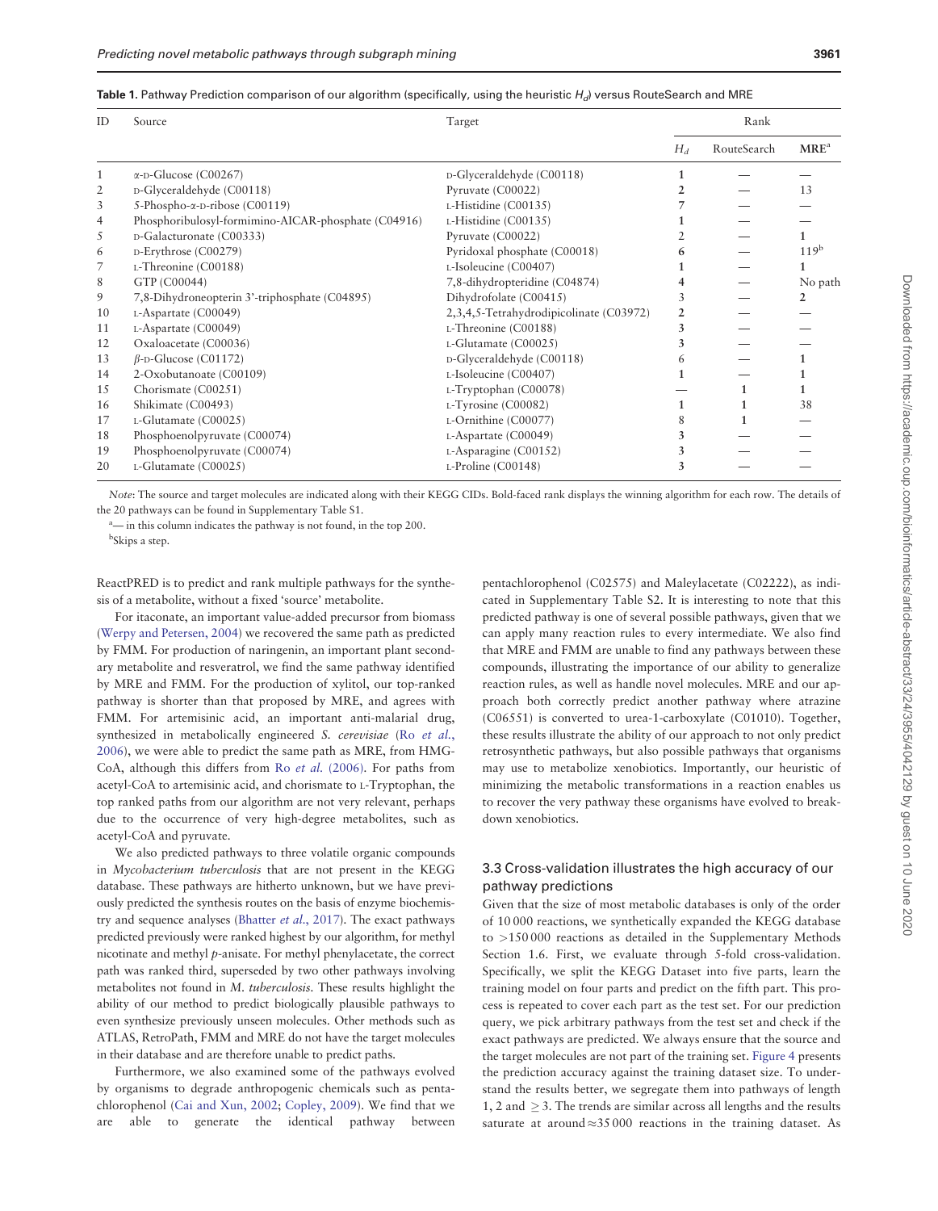**Table 1.** Pathway Prediction comparison of our algorithm (specifically, using the heuristic $H_d$) versus RouteSearch and MRE

| ID | Source | Target | Rank | | |
|---|---|---|---|---|---|
| | | | $H_d$ | RouteSearch | MRE[a] |
| 1 | α-D-Glucose (C00267) | D-Glyceraldehyde (C00118) | **1** | — | — |
| 2 | D-Glyceraldehyde (C00118) | Pyruvate (C00022) | **2** | — | 13 |
| 3 | 5-Phospho-α-D-ribose (C00119) | L-Histidine (C00135) | **7** | — | — |
| 4 | Phosphoribulosyl-formimino-AICAR-phosphate (C04916) | L-Histidine (C00135) | **1** | — | — |
| 5 | D-Galacturonate (C00333) | Pyruvate (C00022) | 2 | — | **1** |
| 6 | D-Erythrose (C00279) | Pyridoxal phosphate (C00018) | **6** | — | 119[b] |
| 7 | L-Threonine (C00188) | L-Isoleucine (C00407) | **1** | — | **1** |
| 8 | GTP (C00044) | 7,8-dihydropteridine (C04874) | **4** | — | No path |
| 9 | 7,8-Dihydroneopterin 3'-triphosphate (C04895) | Dihydrofolate (C00415) | 3 | — | **2** |
| 10 | L-Aspartate (C00049) | 2,3,4,5-Tetrahydrodipicolinate (C03972) | **2** | — | — |
| 11 | L-Aspartate (C00049) | L-Threonine (C00188) | **3** | — | — |
| 12 | Oxaloacetate (C00036) | L-Glutamate (C00025) | **3** | — | — |
| 13 | β-D-Glucose (C01172) | D-Glyceraldehyde (C00118) | 6 | — | **1** |
| 14 | 2-Oxobutanoate (C00109) | L-Isoleucine (C00407) | **1** | — | **1** |
| 15 | Chorismate (C00251) | L-Tryptophan (C00078) | — | **1** | **1** |
| 16 | Shikimate (C00493) | L-Tyrosine (C00082) | **1** | **1** | 38 |
| 17 | L-Glutamate (C00025) | L-Ornithine (C00077) | 8 | **1** | — |
| 18 | Phosphoenolpyruvate (C00074) | L-Aspartate (C00049) | **3** | — | — |
| 19 | Phosphoenolpyruvate (C00074) | L-Asparagine (C00152) | **3** | — | — |
| 20 | L-Glutamate (C00025) | L-Proline (C00148) | **3** | — | — |

*Note*: The source and target molecules are indicated along with their KEGG CIDs. Bold-faced rank displays the winning algorithm for each row. The details of the 20 pathways can be found in Supplementary Table S1.

[a]— in this column indicates the pathway is not found, in the top 200.

[b]Skips a step.

ReactPRED is to predict and rank multiple pathways for the synthesis of a metabolite, without a fixed 'source' metabolite.

For itaconate, an important value-added precursor from biomass (Werpy and Petersen, 2004) we recovered the same path as predicted by FMM. For production of naringenin, an important plant secondary metabolite and resveratrol, we find the same pathway identified by MRE and FMM. For the production of xylitol, our top-ranked pathway is shorter than that proposed by MRE, and agrees with FMM. For artemisinic acid, an important anti-malarial drug, synthesized in metabolically engineered *S. cerevisiae* (Ro *et al.*, 2006), we were able to predict the same path as MRE, from HMG-CoA, although this differs from Ro *et al.* (2006). For paths from acetyl-CoA to artemisinic acid, and chorismate to L-Tryptophan, the top ranked paths from our algorithm are not very relevant, perhaps due to the occurrence of very high-degree metabolites, such as acetyl-CoA and pyruvate.

We also predicted pathways to three volatile organic compounds in *Mycobacterium tuberculosis* that are not present in the KEGG database. These pathways are hitherto unknown, but we have previously predicted the synthesis routes on the basis of enzyme biochemistry and sequence analyses (Bhatter *et al.*, 2017). The exact pathways predicted previously were ranked highest by our algorithm, for methyl nicotinate and methyl *p*-anisate. For methyl phenylacetate, the correct path was ranked third, superseded by two other pathways involving metabolites not found in *M. tuberculosis*. These results highlight the ability of our method to predict biologically plausible pathways to even synthesize previously unseen molecules. Other methods such as ATLAS, RetroPath, FMM and MRE do not have the target molecules in their database and are therefore unable to predict paths.

Furthermore, we also examined some of the pathways evolved by organisms to degrade anthropogenic chemicals such as pentachlorophenol (Cai and Xun, 2002; Copley, 2009). We find that we are able to generate the identical pathway between pentachlorophenol (C02575) and Maleylacetate (C02222), as indicated in Supplementary Table S2. It is interesting to note that this predicted pathway is one of several possible pathways, given that we can apply many reaction rules to every intermediate. We also find that MRE and FMM are unable to find any pathways between these compounds, illustrating the importance of our ability to generalize reaction rules, as well as handle novel molecules. MRE and our approach both correctly predict another pathway where atrazine (C06551) is converted to urea-1-carboxylate (C01010). Together, these results illustrate the ability of our approach to not only predict retrosynthetic pathways, but also possible pathways that organisms may use to metabolize xenobiotics. Importantly, our heuristic of minimizing the metabolic transformations in a reaction enables us to recover the very pathway these organisms have evolved to breakdown xenobiotics.

### 3.3 Cross-validation illustrates the high accuracy of our pathway predictions

Given that the size of most metabolic databases is only of the order of 10 000 reactions, we synthetically expanded the KEGG database to >150 000 reactions as detailed in the Supplementary Methods Section 1.6. First, we evaluate through 5-fold cross-validation. Specifically, we split the KEGG Dataset into five parts, learn the training model on four parts and predict on the fifth part. This process is repeated to cover each part as the test set. For our prediction query, we pick arbitrary pathways from the test set and check if the exact pathways are predicted. We always ensure that the source and the target molecules are not part of the training set. Figure 4 presents the prediction accuracy against the training dataset size. To understand the results better, we segregate them into pathways of length 1, 2 and $\geq 3$. The trends are similar across all lengths and the results saturate at around $\approx$35 000 reactions in the training dataset. As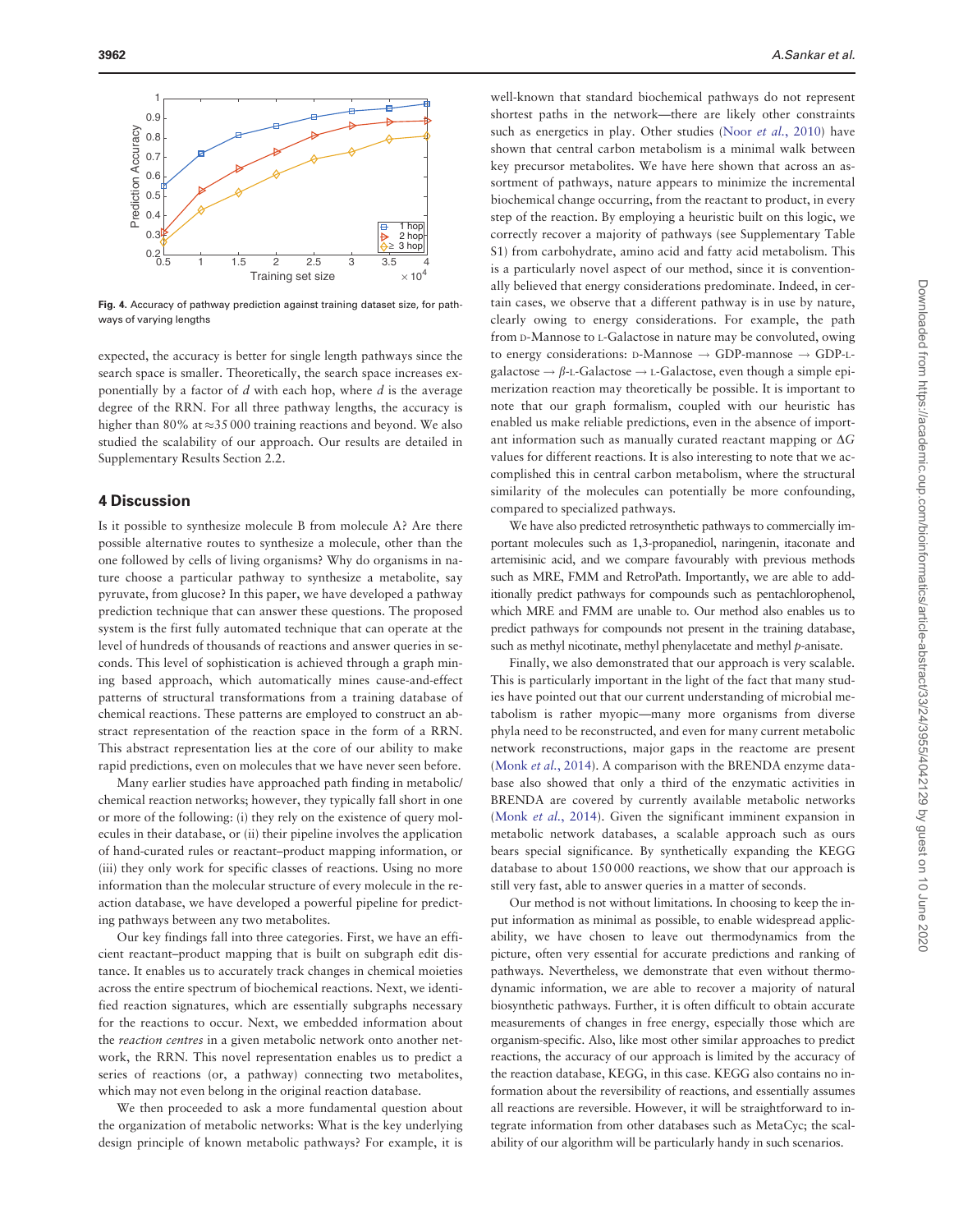Fig. 4. Accuracy of pathway prediction against training dataset size, for pathways of varying lengths

expected, the accuracy is better for single length pathways since the search space is smaller. Theoretically, the search space increases exponentially by a factor of $d$ with each hop, where $d$ is the average degree of the RRN. For all three pathway lengths, the accuracy is higher than 80% at ≈35 000 training reactions and beyond. We also studied the scalability of our approach. Our results are detailed in Supplementary Results Section 2.2.

## 4 Discussion

Is it possible to synthesize molecule B from molecule A? Are there possible alternative routes to synthesize a molecule, other than the one followed by cells of living organisms? Why do organisms in nature choose a particular pathway to synthesize a metabolite, say pyruvate, from glucose? In this paper, we have developed a pathway prediction technique that can answer these questions. The proposed system is the first fully automated technique that can operate at the level of hundreds of thousands of reactions and answer queries in seconds. This level of sophistication is achieved through a graph mining based approach, which automatically mines cause-and-effect patterns of structural transformations from a training database of chemical reactions. These patterns are employed to construct an abstract representation of the reaction space in the form of a RRN. This abstract representation lies at the core of our ability to make rapid predictions, even on molecules that we have never seen before.

Many earlier studies have approached path finding in metabolic/chemical reaction networks; however, they typically fall short in one or more of the following: (i) they rely on the existence of query molecules in their database, or (ii) their pipeline involves the application of hand-curated rules or reactant–product mapping information, or (iii) they only work for specific classes of reactions. Using no more information than the molecular structure of every molecule in the reaction database, we have developed a powerful pipeline for predicting pathways between any two metabolites.

Our key findings fall into three categories. First, we have an efficient reactant–product mapping that is built on subgraph edit distance. It enables us to accurately track changes in chemical moieties across the entire spectrum of biochemical reactions. Next, we identified reaction signatures, which are essentially subgraphs necessary for the reactions to occur. Next, we embedded information about the *reaction centres* in a given metabolic network onto another network, the RRN. This novel representation enables us to predict a series of reactions (or, a pathway) connecting two metabolites, which may not even belong in the original reaction database.

We then proceeded to ask a more fundamental question about the organization of metabolic networks: What is the key underlying design principle of known metabolic pathways? For example, it is well-known that standard biochemical pathways do not represent shortest paths in the network—there are likely other constraints such as energetics in play. Other studies (Noor *et al.*, 2010) have shown that central carbon metabolism is a minimal walk between key precursor metabolites. We have here shown that across an assortment of pathways, nature appears to minimize the incremental biochemical change occurring, from the reactant to product, in every step of the reaction. By employing a heuristic built on this logic, we correctly recover a majority of pathways (see Supplementary Table S1) from carbohydrate, amino acid and fatty acid metabolism. This is a particularly novel aspect of our method, since it is conventionally believed that energy considerations predominate. Indeed, in certain cases, we observe that a different pathway is in use by nature, clearly owing to energy considerations. For example, the path from D-Mannose to L-Galactose in nature may be convoluted, owing to energy considerations: D-Mannose → GDP-mannose → GDP-L-galactose → β-L-Galactose → L-Galactose, even though a simple epimerization reaction may theoretically be possible. It is important to note that our graph formalism, coupled with our heuristic has enabled us make reliable predictions, even in the absence of important information such as manually curated reactant mapping or $\Delta G$ values for different reactions. It is also interesting to note that we accomplished this in central carbon metabolism, where the structural similarity of the molecules can potentially be more confounding, compared to specialized pathways.

We have also predicted retrosynthetic pathways to commercially important molecules such as 1,3-propanediol, naringenin, itaconate and artemisinic acid, and we compare favourably with previous methods such as MRE, FMM and RetroPath. Importantly, we are able to additionally predict pathways for compounds such as pentachlorophenol, which MRE and FMM are unable to. Our method also enables us to predict pathways for compounds not present in the training database, such as methyl nicotinate, methyl phenylacetate and methyl *p*-anisate.

Finally, we also demonstrated that our approach is very scalable. This is particularly important in the light of the fact that many studies have pointed out that our current understanding of microbial metabolism is rather myopic—many more organisms from diverse phyla need to be reconstructed, and even for many current metabolic network reconstructions, major gaps in the reactome are present (Monk *et al.*, 2014). A comparison with the BRENDA enzyme database also showed that only a third of the enzymatic activities in BRENDA are covered by currently available metabolic networks (Monk *et al.*, 2014). Given the significant imminent expansion in metabolic network databases, a scalable approach such as ours bears special significance. By synthetically expanding the KEGG database to about 150 000 reactions, we show that our approach is still very fast, able to answer queries in a matter of seconds.

Our method is not without limitations. In choosing to keep the input information as minimal as possible, to enable widespread applicability, we have chosen to leave out thermodynamics from the picture, often very essential for accurate predictions and ranking of pathways. Nevertheless, we demonstrate that even without thermodynamic information, we are able to recover a majority of natural biosynthetic pathways. Further, it is often difficult to obtain accurate measurements of changes in free energy, especially those which are organism-specific. Also, like most other similar approaches to predict reactions, the accuracy of our approach is limited by the accuracy of the reaction database, KEGG, in this case. KEGG also contains no information about the reversibility of reactions, and essentially assumes all reactions are reversible. However, it will be straightforward to integrate information from other databases such as MetaCyc; the scalability of our algorithm will be particularly handy in such scenarios.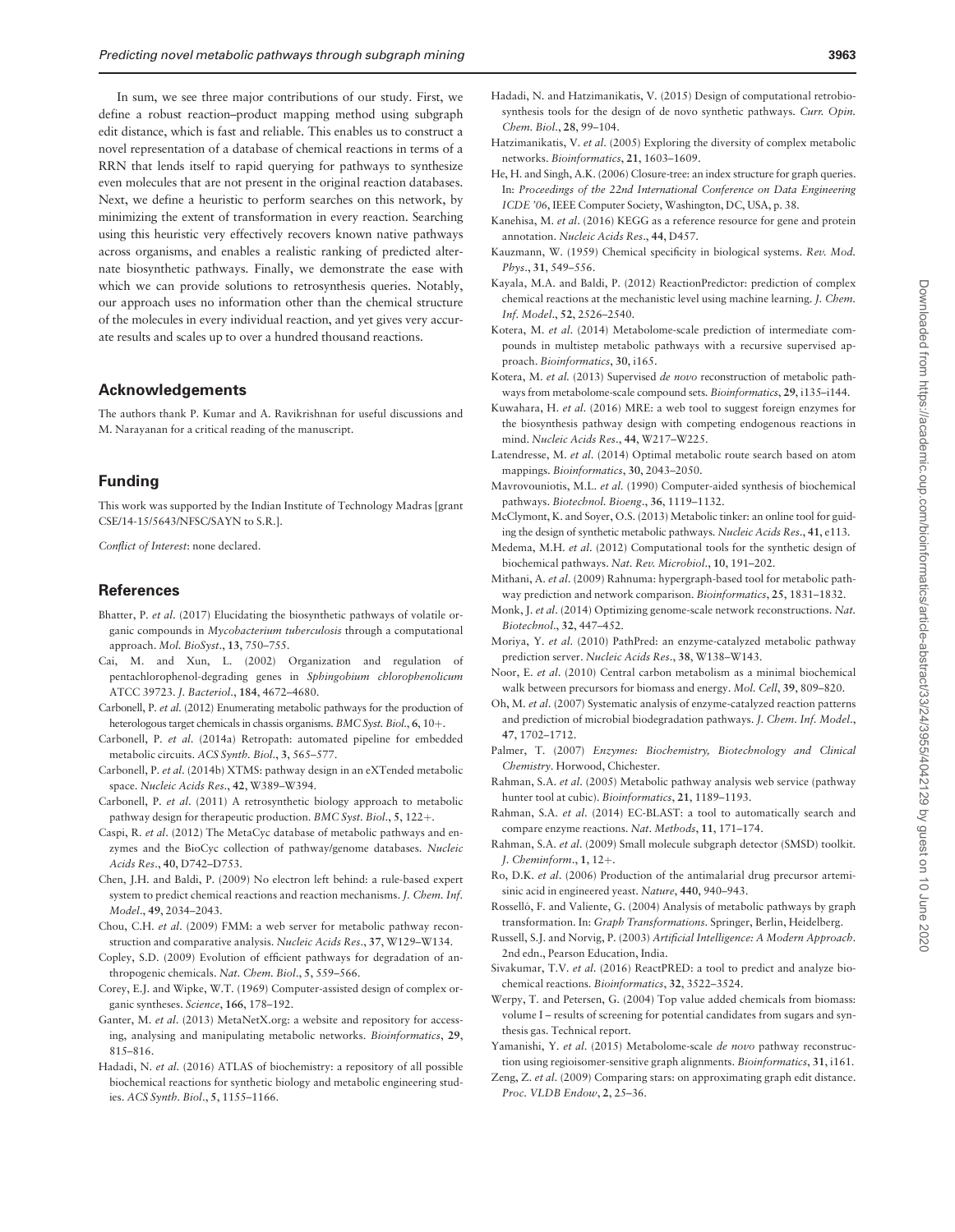In sum, we see three major contributions of our study. First, we define a robust reaction–product mapping method using subgraph edit distance, which is fast and reliable. This enables us to construct a novel representation of a database of chemical reactions in terms of a RRN that lends itself to rapid querying for pathways to synthesize even molecules that are not present in the original reaction databases. Next, we define a heuristic to perform searches on this network, by minimizing the extent of transformation in every reaction. Searching using this heuristic very effectively recovers known native pathways across organisms, and enables a realistic ranking of predicted alternate biosynthetic pathways. Finally, we demonstrate the ease with which we can provide solutions to retrosynthesis queries. Notably, our approach uses no information other than the chemical structure of the molecules in every individual reaction, and yet gives very accurate results and scales up to over a hundred thousand reactions.

## Acknowledgements

The authors thank P. Kumar and A. Ravikrishnan for useful discussions and M. Narayanan for a critical reading of the manuscript.

## Funding

This work was supported by the Indian Institute of Technology Madras [grant CSE/14-15/5643/NFSC/SAYN to S.R.].

*Conflict of Interest*: none declared.

## References

Bhatter, P. *et al.* (2017) Elucidating the biosynthetic pathways of volatile organic compounds in *Mycobacterium tuberculosis* through a computational approach. *Mol. BioSyst.*, **13**, 750–755.

Cai, M. and Xun, L. (2002) Organization and regulation of pentachlorophenol-degrading genes in *Sphingobium chlorophenolicum* ATCC 39723. *J. Bacteriol.*, **184**, 4672–4680.

Carbonell, P. *et al.* (2012) Enumerating metabolic pathways for the production of heterologous target chemicals in chassis organisms. *BMC Syst. Biol.*, **6**, 10+.

Carbonell, P. *et al.* (2014a) Retropath: automated pipeline for embedded metabolic circuits. *ACS Synth. Biol.*, **3**, 565–577.

Carbonell, P. *et al.* (2014b) XTMS: pathway design in an eXTended metabolic space. *Nucleic Acids Res.*, **42**, W389–W394.

Carbonell, P. *et al.* (2011) A retrosynthetic biology approach to metabolic pathway design for therapeutic production. *BMC Syst. Biol.*, **5**, 122+.

Caspi, R. *et al.* (2012) The MetaCyc database of metabolic pathways and enzymes and the BioCyc collection of pathway/genome databases. *Nucleic Acids Res.*, **40**, D742–D753.

Chen, J.H. and Baldi, P. (2009) No electron left behind: a rule-based expert system to predict chemical reactions and reaction mechanisms. *J. Chem. Inf. Model.*, **49**, 2034–2043.

Chou, C.H. *et al.* (2009) FMM: a web server for metabolic pathway reconstruction and comparative analysis. *Nucleic Acids Res.*, **37**, W129–W134.

Copley, S.D. (2009) Evolution of efficient pathways for degradation of anthropogenic chemicals. *Nat. Chem. Biol.*, **5**, 559–566.

Corey, E.J. and Wipke, W.T. (1969) Computer-assisted design of complex organic syntheses. *Science*, **166**, 178–192.

Ganter, M. *et al.* (2013) MetaNetX.org: a website and repository for accessing, analysing and manipulating metabolic networks. *Bioinformatics*, **29**, 815–816.

Hadadi, N. *et al.* (2016) ATLAS of biochemistry: a repository of all possible biochemical reactions for synthetic biology and metabolic engineering studies. *ACS Synth. Biol.*, **5**, 1155–1166.

Hadadi, N. and Hatzimanikatis, V. (2015) Design of computational retrobiosynthesis tools for the design of de novo synthetic pathways. *Curr. Opin. Chem. Biol.*, **28**, 99–104.

Hatzimanikatis, V. *et al.* (2005) Exploring the diversity of complex metabolic networks. *Bioinformatics*, **21**, 1603–1609.

He, H. and Singh, A.K. (2006) Closure-tree: an index structure for graph queries. In: *Proceedings of the 22nd International Conference on Data Engineering ICDE '06*, IEEE Computer Society, Washington, DC, USA, p. 38.

Kanehisa, M. *et al.* (2016) KEGG as a reference resource for gene and protein annotation. *Nucleic Acids Res.*, **44**, D457.

Kauzmann, W. (1959) Chemical specificity in biological systems. *Rev. Mod. Phys.*, **31**, 549–556.

Kayala, M.A. and Baldi, P. (2012) ReactionPredictor: prediction of complex chemical reactions at the mechanistic level using machine learning. *J. Chem. Inf. Model.*, **52**, 2526–2540.

Kotera, M. *et al.* (2014) Metabolome-scale prediction of intermediate compounds in multistep metabolic pathways with a recursive supervised approach. *Bioinformatics*, **30**, i165.

Kotera, M. *et al.* (2013) Supervised *de novo* reconstruction of metabolic pathways from metabolome-scale compound sets. *Bioinformatics*, **29**, i135–i144.

Kuwahara, H. *et al.* (2016) MRE: a web tool to suggest foreign enzymes for the biosynthesis pathway design with competing endogenous reactions in mind. *Nucleic Acids Res.*, **44**, W217–W225.

Latendresse, M. *et al.* (2014) Optimal metabolic route search based on atom mappings. *Bioinformatics*, **30**, 2043–2050.

Mavrovouniotis, M.L. *et al.* (1990) Computer-aided synthesis of biochemical pathways. *Biotechnol. Bioeng.*, **36**, 1119–1132.

McClymont, K. and Soyer, O.S. (2013) Metabolic tinker: an online tool for guiding the design of synthetic metabolic pathways. *Nucleic Acids Res.*, **41**, e113.

Medema, M.H. *et al.* (2012) Computational tools for the synthetic design of biochemical pathways. *Nat. Rev. Microbiol.*, **10**, 191–202.

Mithani, A. *et al.* (2009) Rahnuma: hypergraph-based tool for metabolic pathway prediction and network comparison. *Bioinformatics*, **25**, 1831–1832.

Monk, J. *et al.* (2014) Optimizing genome-scale network reconstructions. *Nat. Biotechnol.*, **32**, 447–452.

Moriya, Y. *et al.* (2010) PathPred: an enzyme-catalyzed metabolic pathway prediction server. *Nucleic Acids Res.*, **38**, W138–W143.

Noor, E. *et al.* (2010) Central carbon metabolism as a minimal biochemical walk between precursors for biomass and energy. *Mol. Cell*, **39**, 809–820.

Oh, M. *et al.* (2007) Systematic analysis of enzyme-catalyzed reaction patterns and prediction of microbial biodegradation pathways. *J. Chem. Inf. Model.*, **47**, 1702–1712.

Palmer, T. (2007) *Enzymes: Biochemistry, Biotechnology and Clinical Chemistry*. Horwood, Chichester.

Rahman, S.A. *et al.* (2005) Metabolic pathway analysis web service (pathway hunter tool at cubic). *Bioinformatics*, **21**, 1189–1193.

Rahman, S.A. *et al.* (2014) EC-BLAST: a tool to automatically search and compare enzyme reactions. *Nat. Methods*, **11**, 171–174.

Rahman, S.A. *et al.* (2009) Small molecule subgraph detector (SMSD) toolkit. *J. Cheminform.*, **1**, 12+.

Ro, D.K. *et al.* (2006) Production of the antimalarial drug precursor artemisinic acid in engineered yeast. *Nature*, **440**, 940–943.

Rosselló, F. and Valiente, G. (2004) Analysis of metabolic pathways by graph transformation. In: *Graph Transformations*. Springer, Berlin, Heidelberg.

Russell, S.J. and Norvig, P. (2003) *Artificial Intelligence: A Modern Approach*. 2nd edn., Pearson Education, India.

Sivakumar, T.V. *et al.* (2016) ReactPRED: a tool to predict and analyze biochemical reactions. *Bioinformatics*, **32**, 3522–3524.

Werpy, T. and Petersen, G. (2004) Top value added chemicals from biomass: volume I – results of screening for potential candidates from sugars and synthesis gas. Technical report.

Yamanishi, Y. *et al.* (2015) Metabolome-scale *de novo* pathway reconstruction using regioisomer-sensitive graph alignments. *Bioinformatics*, **31**, i161.

Zeng, Z. *et al.* (2009) Comparing stars: on approximating graph edit distance. *Proc. VLDB Endow*, **2**, 25–36.